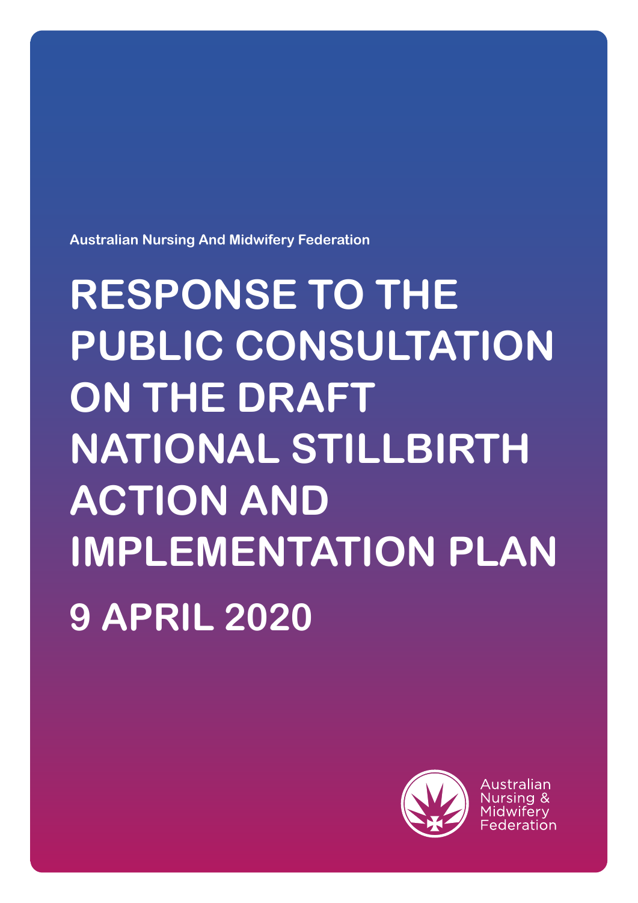Australian Nursing And Midwifery Federation

# RESPONSE TO THE PUBLIC CONSULTATION ON THE DRAFT NATIONAL STILLBIRTH ACTION AND IMPLEMENTATION PLAN

## 9 APRIL 2020

Australian Nursing & Midwifery Federation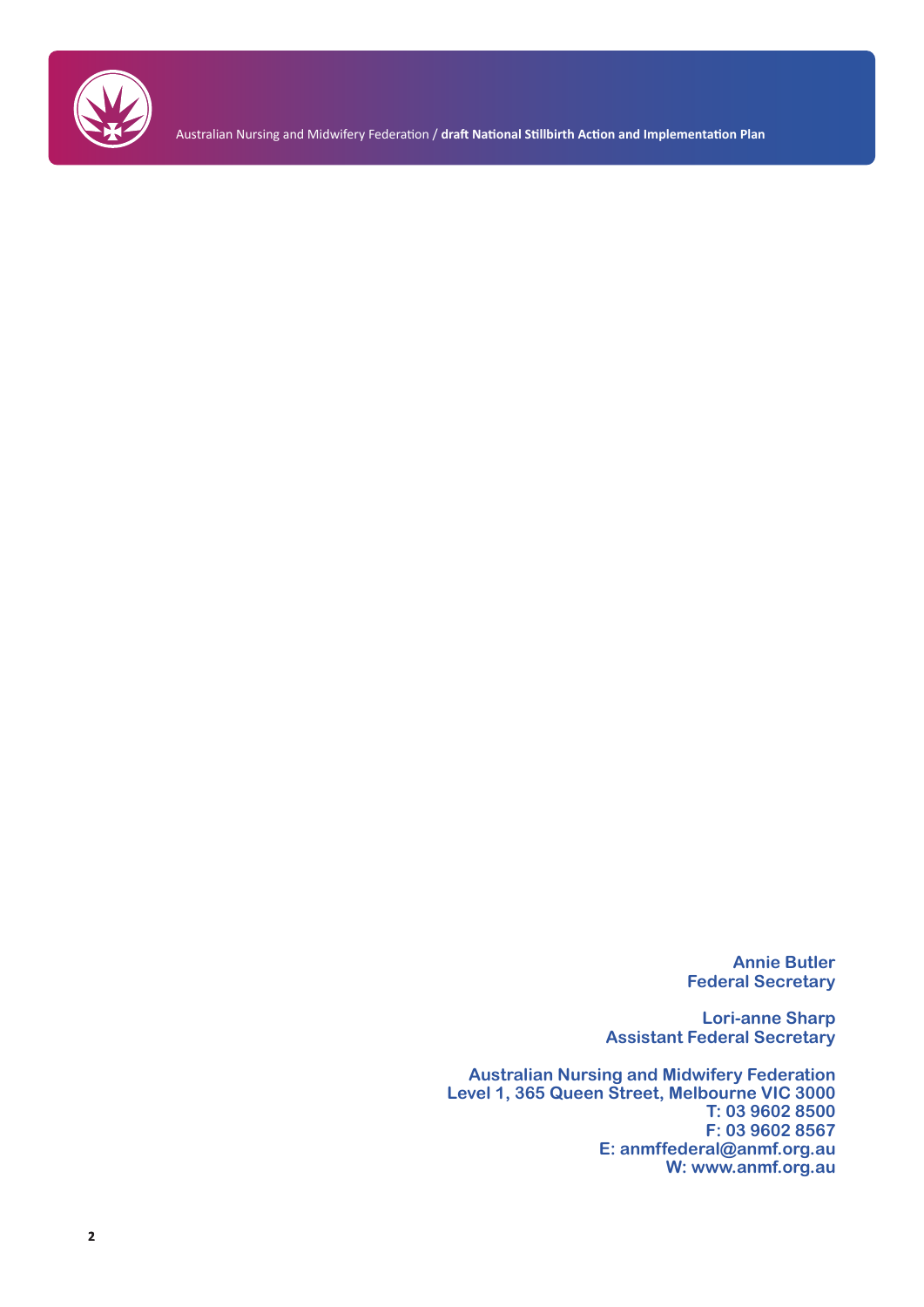**Annie Butler**
**Federal Secretary**

**Lori-anne Sharp**
**Assistant Federal Secretary**

**Australian Nursing and Midwifery Federation**
**Level 1, 365 Queen Street, Melbourne VIC 3000**
**T: 03 9602 8500**
**F: 03 9602 8567**
**E: anmffederal@anmf.org.au**
**W: www.anmf.org.au**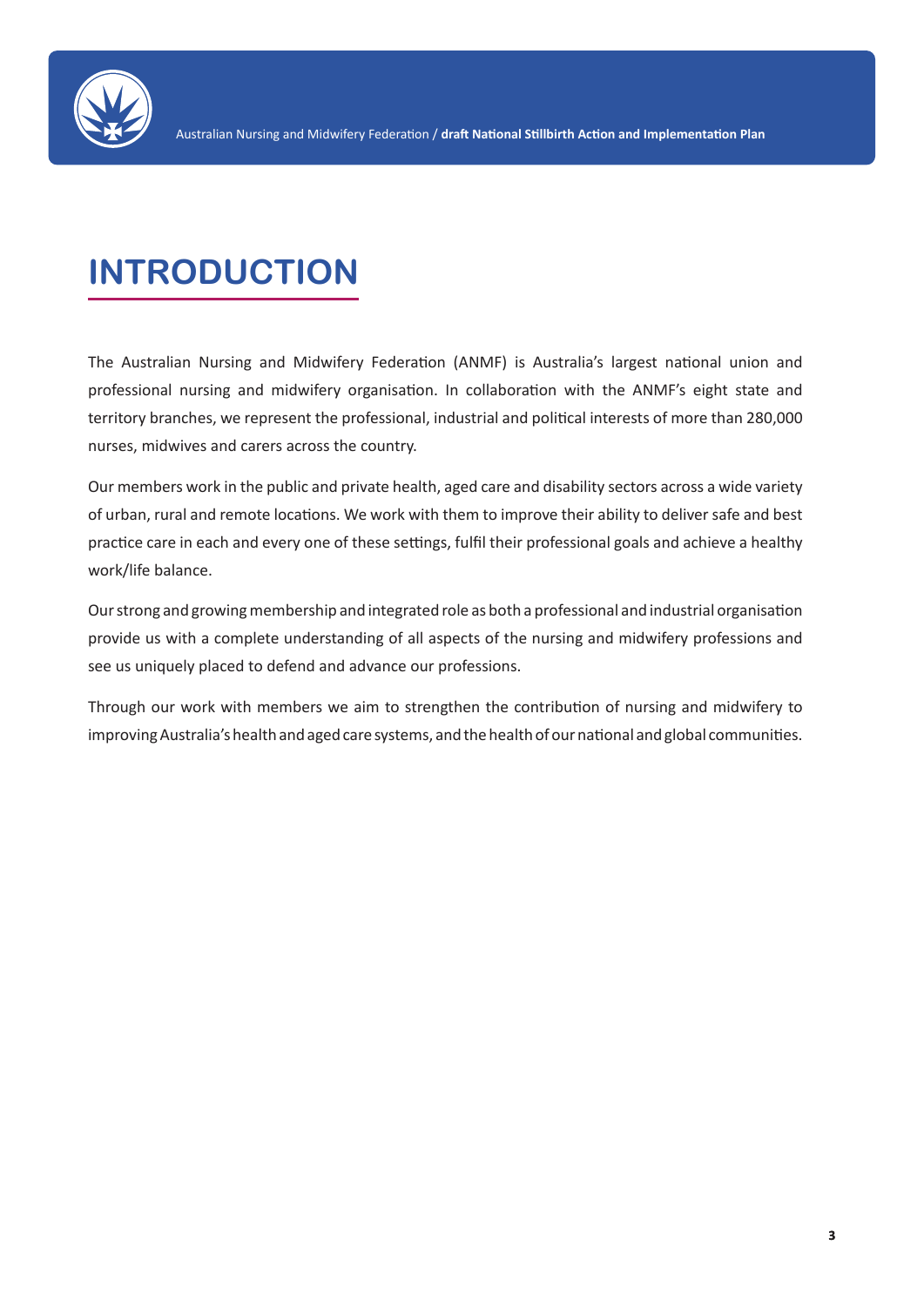# INTRODUCTION

The Australian Nursing and Midwifery Federation (ANMF) is Australia's largest national union and professional nursing and midwifery organisation. In collaboration with the ANMF's eight state and territory branches, we represent the professional, industrial and political interests of more than 280,000 nurses, midwives and carers across the country.

Our members work in the public and private health, aged care and disability sectors across a wide variety of urban, rural and remote locations. We work with them to improve their ability to deliver safe and best practice care in each and every one of these settings, fulfil their professional goals and achieve a healthy work/life balance.

Our strong and growing membership and integrated role as both a professional and industrial organisation provide us with a complete understanding of all aspects of the nursing and midwifery professions and see us uniquely placed to defend and advance our professions.

Through our work with members we aim to strengthen the contribution of nursing and midwifery to improving Australia's health and aged care systems, and the health of our national and global communities.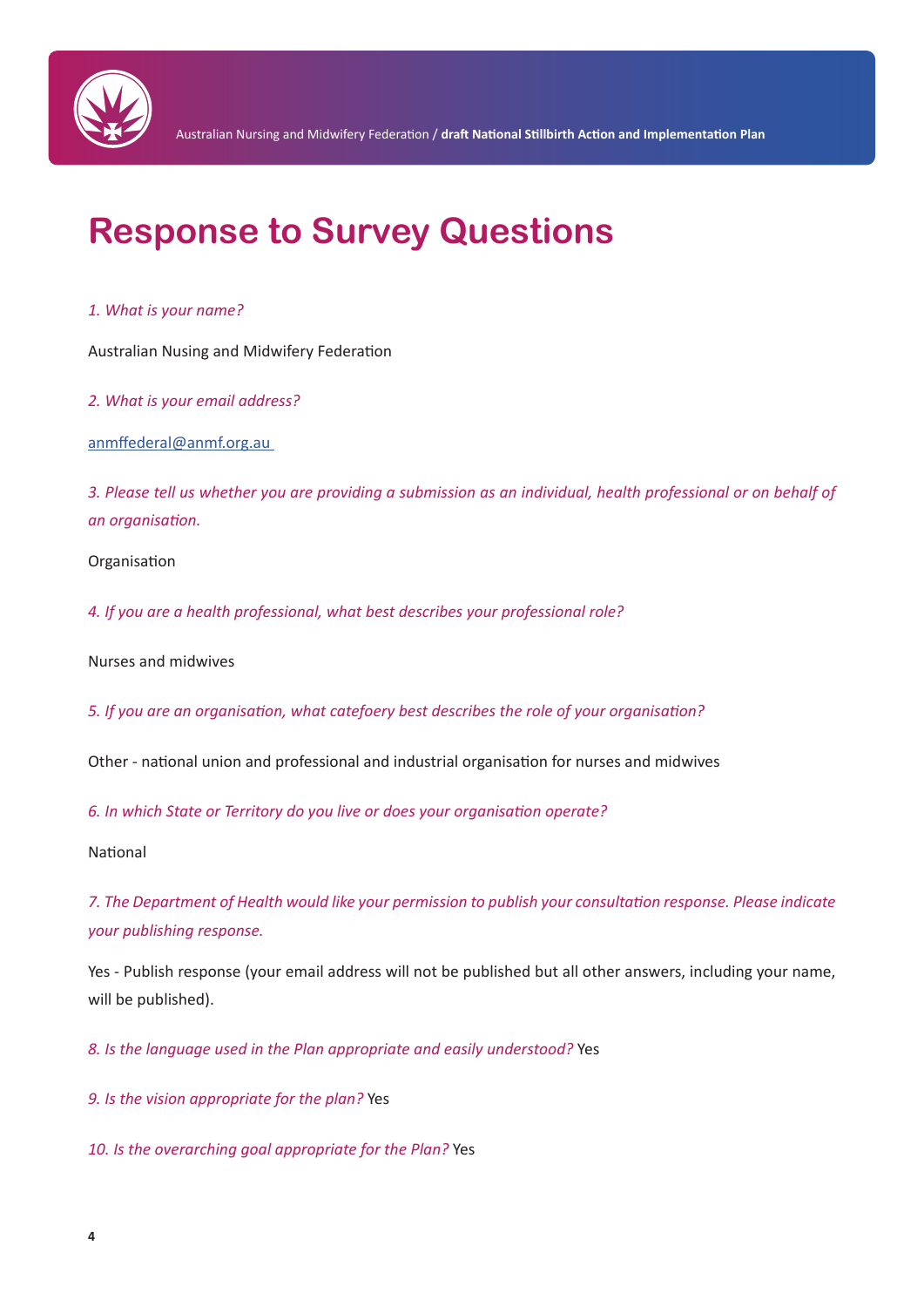# Response to Survey Questions

*1. What is your name?*

Australian Nusing and Midwifery Federation

*2. What is your email address?*

anmffederal@anmf.org.au

*3. Please tell us whether you are providing a submission as an individual, health professional or on behalf of an organisation.*

Organisation

*4. If you are a health professional, what best describes your professional role?*

Nurses and midwives

*5. If you are an organisation, what catefoery best describes the role of your organisation?*

Other - national union and professional and industrial organisation for nurses and midwives

*6. In which State or Territory do you live or does your organisation operate?*

National

*7. The Department of Health would like your permission to publish your consultation response. Please indicate your publishing response.*

Yes - Publish response (your email address will not be published but all other answers, including your name, will be published).

*8. Is the language used in the Plan appropriate and easily understood?* Yes

*9. Is the vision appropriate for the plan?* Yes

*10. Is the overarching goal appropriate for the Plan?* Yes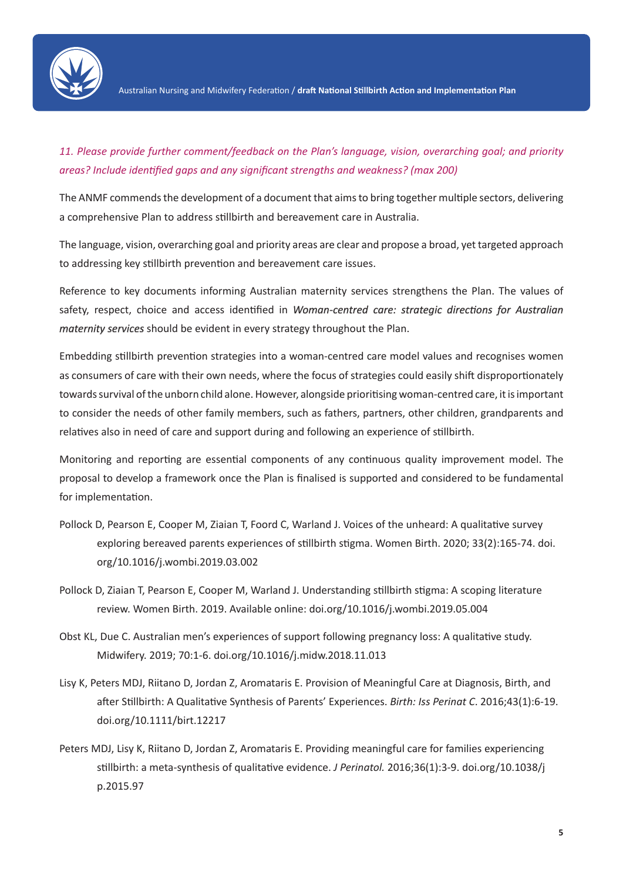*11. Please provide further comment/feedback on the Plan's language, vision, overarching goal; and priority areas? Include identified gaps and any significant strengths and weakness? (max 200)*

The ANMF commends the development of a document that aims to bring together multiple sectors, delivering a comprehensive Plan to address stillbirth and bereavement care in Australia.

The language, vision, overarching goal and priority areas are clear and propose a broad, yet targeted approach to addressing key stillbirth prevention and bereavement care issues.

Reference to key documents informing Australian maternity services strengthens the Plan. The values of safety, respect, choice and access identified in ***Woman-centred care: strategic directions for Australian maternity services*** should be evident in every strategy throughout the Plan.

Embedding stillbirth prevention strategies into a woman-centred care model values and recognises women as consumers of care with their own needs, where the focus of strategies could easily shift disproportionately towards survival of the unborn child alone. However, alongside prioritising woman-centred care, it is important to consider the needs of other family members, such as fathers, partners, other children, grandparents and relatives also in need of care and support during and following an experience of stillbirth.

Monitoring and reporting are essential components of any continuous quality improvement model. The proposal to develop a framework once the Plan is finalised is supported and considered to be fundamental for implementation.

Pollock D, Pearson E, Cooper M, Ziaian T, Foord C, Warland J. Voices of the unheard: A qualitative survey exploring bereaved parents experiences of stillbirth stigma. Women Birth. 2020; 33(2):165-74. doi.org/10.1016/j.wombi.2019.03.002

Pollock D, Ziaian T, Pearson E, Cooper M, Warland J. Understanding stillbirth stigma: A scoping literature review. Women Birth. 2019. Available online: doi.org/10.1016/j.wombi.2019.05.004

Obst KL, Due C. Australian men's experiences of support following pregnancy loss: A qualitative study. Midwifery. 2019; 70:1-6. doi.org/10.1016/j.midw.2018.11.013

Lisy K, Peters MDJ, Riitano D, Jordan Z, Aromataris E. Provision of Meaningful Care at Diagnosis, Birth, and after Stillbirth: A Qualitative Synthesis of Parents' Experiences. *Birth: Iss Perinat C*. 2016;43(1):6-19. doi.org/10.1111/birt.12217

Peters MDJ, Lisy K, Riitano D, Jordan Z, Aromataris E. Providing meaningful care for families experiencing stillbirth: a meta-synthesis of qualitative evidence. *J Perinatol.* 2016;36(1):3-9. doi.org/10.1038/jp.2015.97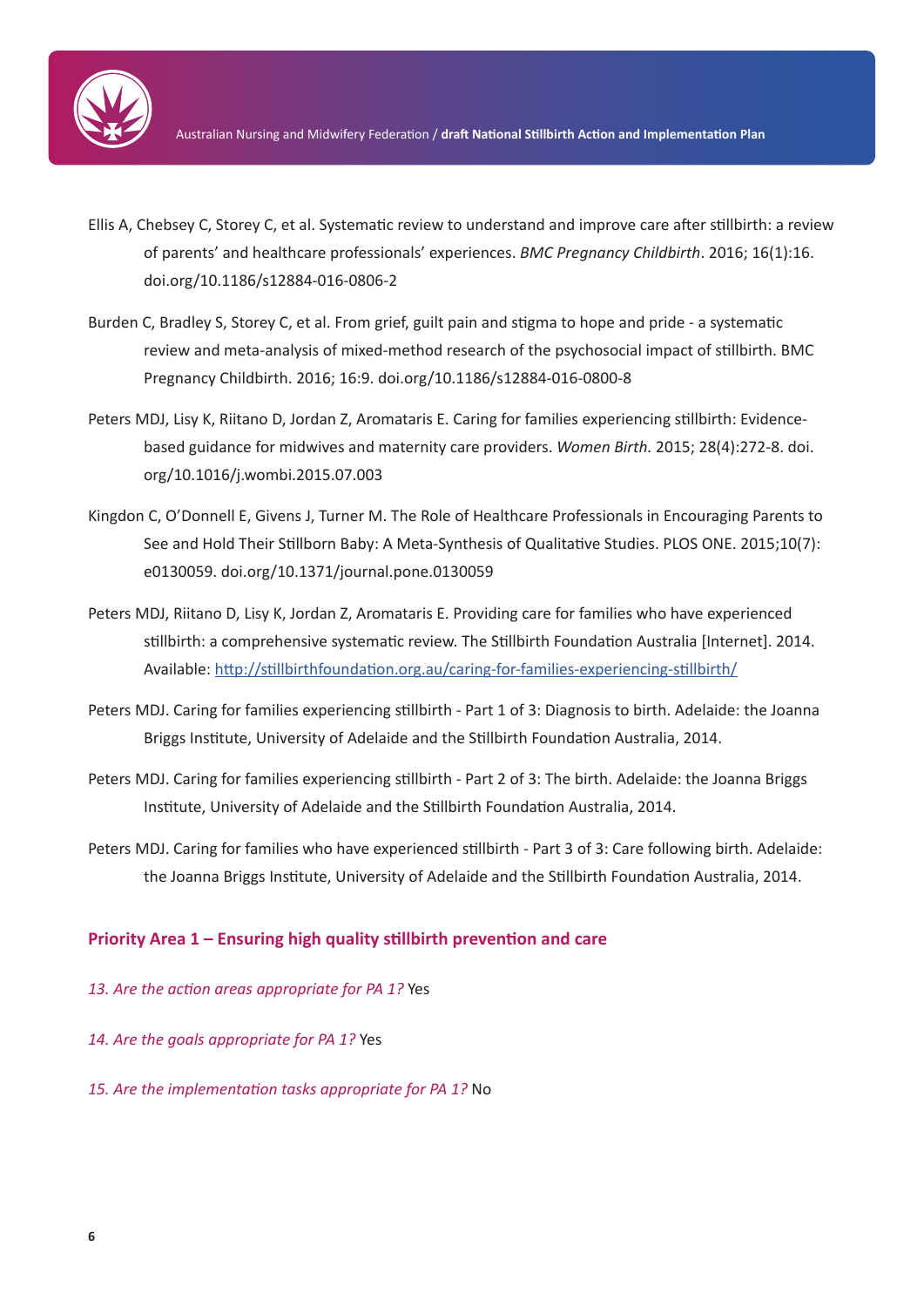Ellis A, Chebsey C, Storey C, et al. Systematic review to understand and improve care after stillbirth: a review of parents' and healthcare professionals' experiences. *BMC Pregnancy Childbirth*. 2016; 16(1):16. doi.org/10.1186/s12884-016-0806-2

Burden C, Bradley S, Storey C, et al. From grief, guilt pain and stigma to hope and pride - a systematic review and meta-analysis of mixed-method research of the psychosocial impact of stillbirth. BMC Pregnancy Childbirth. 2016; 16:9. doi.org/10.1186/s12884-016-0800-8

Peters MDJ, Lisy K, Riitano D, Jordan Z, Aromataris E. Caring for families experiencing stillbirth: Evidence-based guidance for midwives and maternity care providers. *Women Birth.* 2015; 28(4):272-8. doi.org/10.1016/j.wombi.2015.07.003

Kingdon C, O'Donnell E, Givens J, Turner M. The Role of Healthcare Professionals in Encouraging Parents to See and Hold Their Stillborn Baby: A Meta-Synthesis of Qualitative Studies. PLOS ONE. 2015;10(7): e0130059. doi.org/10.1371/journal.pone.0130059

Peters MDJ, Riitano D, Lisy K, Jordan Z, Aromataris E. Providing care for families who have experienced stillbirth: a comprehensive systematic review. The Stillbirth Foundation Australia [Internet]. 2014. Available: [http://stillbirthfoundation.org.au/caring-for-families-experiencing-stillbirth/](http://stillbirthfoundation.org.au/caring-for-families-experiencing-stillbirth/)

Peters MDJ. Caring for families experiencing stillbirth - Part 1 of 3: Diagnosis to birth. Adelaide: the Joanna Briggs Institute, University of Adelaide and the Stillbirth Foundation Australia, 2014.

Peters MDJ. Caring for families experiencing stillbirth - Part 2 of 3: The birth. Adelaide: the Joanna Briggs Institute, University of Adelaide and the Stillbirth Foundation Australia, 2014.

Peters MDJ. Caring for families who have experienced stillbirth - Part 3 of 3: Care following birth. Adelaide: the Joanna Briggs Institute, University of Adelaide and the Stillbirth Foundation Australia, 2014.

## Priority Area 1 – Ensuring high quality stillbirth prevention and care

*13. Are the action areas appropriate for PA 1?* Yes

*14. Are the goals appropriate for PA 1?* Yes

*15. Are the implementation tasks appropriate for PA 1?* No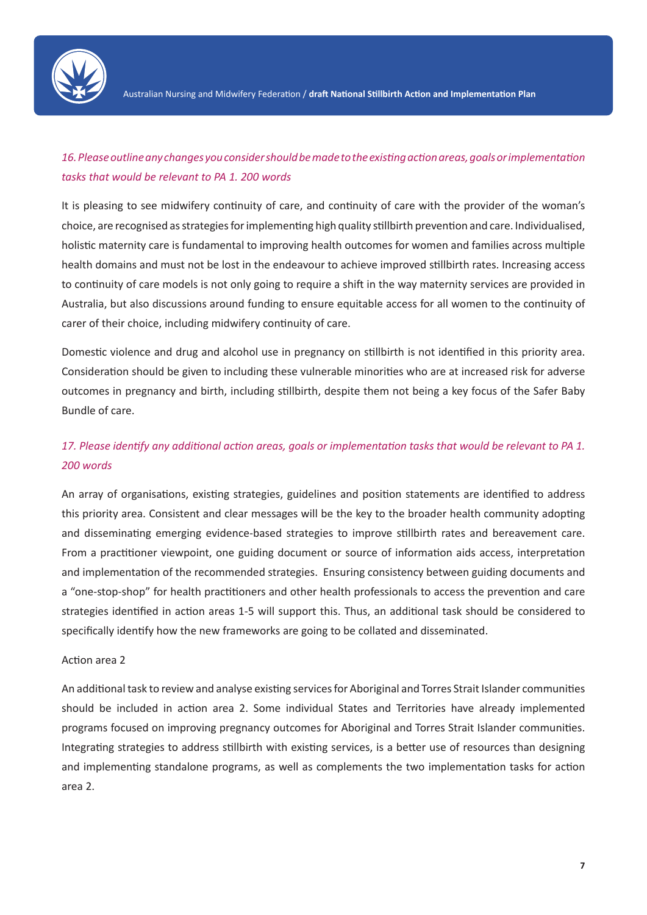*16. Please outline any changes you consider should be made to the existing action areas, goals or implementation tasks that would be relevant to PA 1. 200 words*

It is pleasing to see midwifery continuity of care, and continuity of care with the provider of the woman's choice, are recognised as strategies for implementing high quality stillbirth prevention and care. Individualised, holistic maternity care is fundamental to improving health outcomes for women and families across multiple health domains and must not be lost in the endeavour to achieve improved stillbirth rates. Increasing access to continuity of care models is not only going to require a shift in the way maternity services are provided in Australia, but also discussions around funding to ensure equitable access for all women to the continuity of carer of their choice, including midwifery continuity of care.

Domestic violence and drug and alcohol use in pregnancy on stillbirth is not identified in this priority area. Consideration should be given to including these vulnerable minorities who are at increased risk for adverse outcomes in pregnancy and birth, including stillbirth, despite them not being a key focus of the Safer Baby Bundle of care.

*17. Please identify any additional action areas, goals or implementation tasks that would be relevant to PA 1. 200 words*

An array of organisations, existing strategies, guidelines and position statements are identified to address this priority area. Consistent and clear messages will be the key to the broader health community adopting and disseminating emerging evidence-based strategies to improve stillbirth rates and bereavement care. From a practitioner viewpoint, one guiding document or source of information aids access, interpretation and implementation of the recommended strategies. Ensuring consistency between guiding documents and a "one-stop-shop" for health practitioners and other health professionals to access the prevention and care strategies identified in action areas 1-5 will support this. Thus, an additional task should be considered to specifically identify how the new frameworks are going to be collated and disseminated.

Action area 2

An additional task to review and analyse existing services for Aboriginal and Torres Strait Islander communities should be included in action area 2. Some individual States and Territories have already implemented programs focused on improving pregnancy outcomes for Aboriginal and Torres Strait Islander communities. Integrating strategies to address stillbirth with existing services, is a better use of resources than designing and implementing standalone programs, as well as complements the two implementation tasks for action area 2.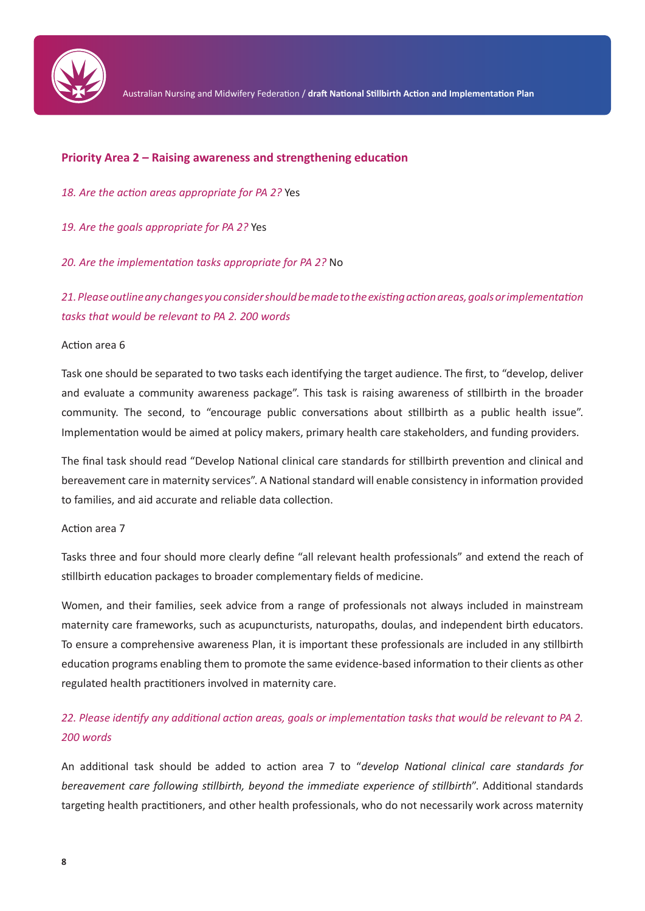## Priority Area 2 – Raising awareness and strengthening education

*18. Are the action areas appropriate for PA 2?* Yes

*19. Are the goals appropriate for PA 2?* Yes

*20. Are the implementation tasks appropriate for PA 2?* No

*21. Please outline any changes you consider should be made to the existing action areas, goals or implementation tasks that would be relevant to PA 2. 200 words*

Action area 6

Task one should be separated to two tasks each identifying the target audience. The first, to "develop, deliver and evaluate a community awareness package". This task is raising awareness of stillbirth in the broader community. The second, to "encourage public conversations about stillbirth as a public health issue". Implementation would be aimed at policy makers, primary health care stakeholders, and funding providers.

The final task should read "Develop National clinical care standards for stillbirth prevention and clinical and bereavement care in maternity services". A National standard will enable consistency in information provided to families, and aid accurate and reliable data collection.

Action area 7

Tasks three and four should more clearly define "all relevant health professionals" and extend the reach of stillbirth education packages to broader complementary fields of medicine.

Women, and their families, seek advice from a range of professionals not always included in mainstream maternity care frameworks, such as acupuncturists, naturopaths, doulas, and independent birth educators. To ensure a comprehensive awareness Plan, it is important these professionals are included in any stillbirth education programs enabling them to promote the same evidence-based information to their clients as other regulated health practitioners involved in maternity care.

*22. Please identify any additional action areas, goals or implementation tasks that would be relevant to PA 2. 200 words*

An additional task should be added to action area 7 to "*develop National clinical care standards for bereavement care following stillbirth, beyond the immediate experience of stillbirth*". Additional standards targeting health practitioners, and other health professionals, who do not necessarily work across maternity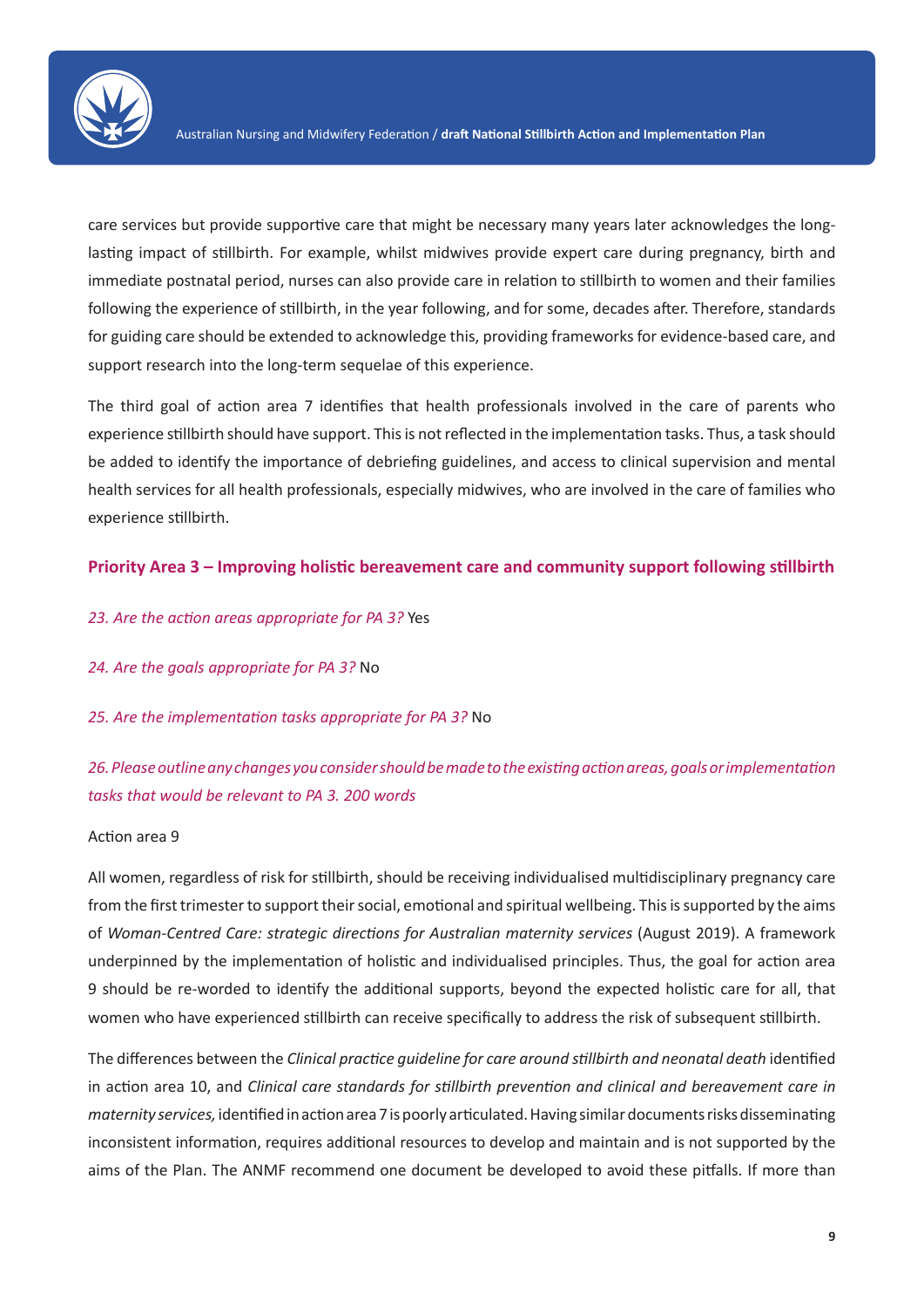care services but provide supportive care that might be necessary many years later acknowledges the long-lasting impact of stillbirth. For example, whilst midwives provide expert care during pregnancy, birth and immediate postnatal period, nurses can also provide care in relation to stillbirth to women and their families following the experience of stillbirth, in the year following, and for some, decades after. Therefore, standards for guiding care should be extended to acknowledge this, providing frameworks for evidence-based care, and support research into the long-term sequelae of this experience.

The third goal of action area 7 identifies that health professionals involved in the care of parents who experience stillbirth should have support. This is not reflected in the implementation tasks. Thus, a task should be added to identify the importance of debriefing guidelines, and access to clinical supervision and mental health services for all health professionals, especially midwives, who are involved in the care of families who experience stillbirth.

### Priority Area 3 – Improving holistic bereavement care and community support following stillbirth

*23. Are the action areas appropriate for PA 3?* Yes

*24. Are the goals appropriate for PA 3?* No

*25. Are the implementation tasks appropriate for PA 3?* No

*26. Please outline any changes you consider should be made to the existing action areas, goals or implementation tasks that would be relevant to PA 3. 200 words*

Action area 9

All women, regardless of risk for stillbirth, should be receiving individualised multidisciplinary pregnancy care from the first trimester to support their social, emotional and spiritual wellbeing. This is supported by the aims of *Woman-Centred Care: strategic directions for Australian maternity services* (August 2019). A framework underpinned by the implementation of holistic and individualised principles. Thus, the goal for action area 9 should be re-worded to identify the additional supports, beyond the expected holistic care for all, that women who have experienced stillbirth can receive specifically to address the risk of subsequent stillbirth.

The differences between the *Clinical practice guideline for care around stillbirth and neonatal death* identified in action area 10, and *Clinical care standards for stillbirth prevention and clinical and bereavement care in maternity services,* identified in action area 7 is poorly articulated. Having similar documents risks disseminating inconsistent information, requires additional resources to develop and maintain and is not supported by the aims of the Plan. The ANMF recommend one document be developed to avoid these pitfalls. If more than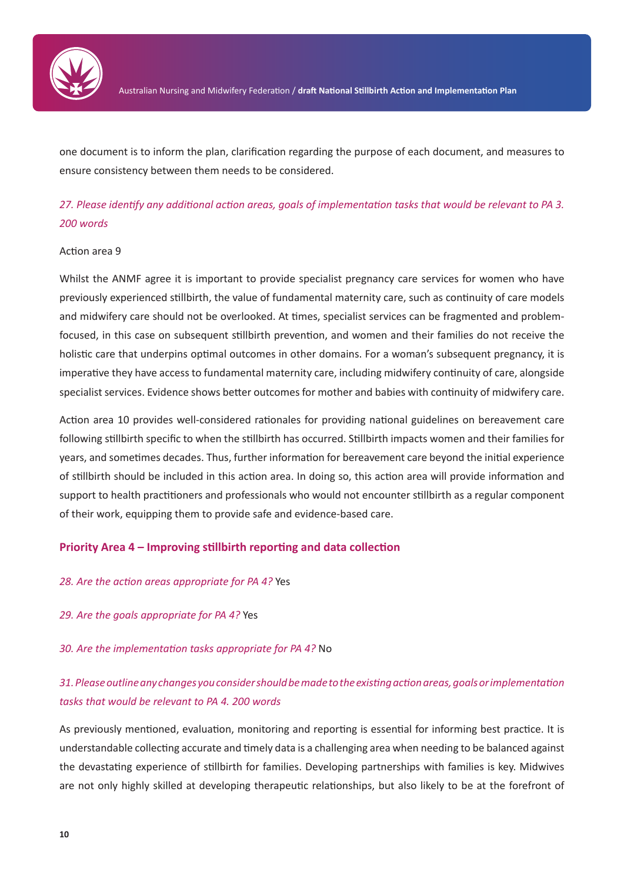one document is to inform the plan, clarification regarding the purpose of each document, and measures to ensure consistency between them needs to be considered.

*27. Please identify any additional action areas, goals of implementation tasks that would be relevant to PA 3. 200 words*

Action area 9

Whilst the ANMF agree it is important to provide specialist pregnancy care services for women who have previously experienced stillbirth, the value of fundamental maternity care, such as continuity of care models and midwifery care should not be overlooked. At times, specialist services can be fragmented and problem-focused, in this case on subsequent stillbirth prevention, and women and their families do not receive the holistic care that underpins optimal outcomes in other domains. For a woman's subsequent pregnancy, it is imperative they have access to fundamental maternity care, including midwifery continuity of care, alongside specialist services. Evidence shows better outcomes for mother and babies with continuity of midwifery care.

Action area 10 provides well-considered rationales for providing national guidelines on bereavement care following stillbirth specific to when the stillbirth has occurred. Stillbirth impacts women and their families for years, and sometimes decades. Thus, further information for bereavement care beyond the initial experience of stillbirth should be included in this action area. In doing so, this action area will provide information and support to health practitioners and professionals who would not encounter stillbirth as a regular component of their work, equipping them to provide safe and evidence-based care.

## Priority Area 4 – Improving stillbirth reporting and data collection

*28. Are the action areas appropriate for PA 4?* Yes

*29. Are the goals appropriate for PA 4?* Yes

*30. Are the implementation tasks appropriate for PA 4?* No

*31. Please outline any changes you consider should be made to the existing action areas, goals or implementation tasks that would be relevant to PA 4. 200 words*

As previously mentioned, evaluation, monitoring and reporting is essential for informing best practice. It is understandable collecting accurate and timely data is a challenging area when needing to be balanced against the devastating experience of stillbirth for families. Developing partnerships with families is key. Midwives are not only highly skilled at developing therapeutic relationships, but also likely to be at the forefront of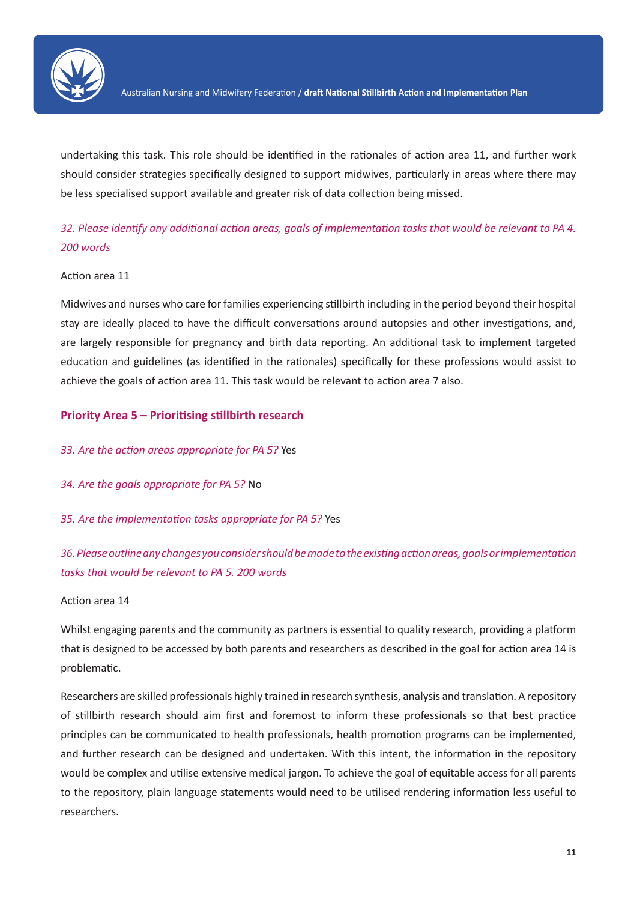undertaking this task. This role should be identified in the rationales of action area 11, and further work should consider strategies specifically designed to support midwives, particularly in areas where there may be less specialised support available and greater risk of data collection being missed.

*32. Please identify any additional action areas, goals of implementation tasks that would be relevant to PA 4. 200 words*

Action area 11

Midwives and nurses who care for families experiencing stillbirth including in the period beyond their hospital stay are ideally placed to have the difficult conversations around autopsies and other investigations, and, are largely responsible for pregnancy and birth data reporting. An additional task to implement targeted education and guidelines (as identified in the rationales) specifically for these professions would assist to achieve the goals of action area 11. This task would be relevant to action area 7 also.

### Priority Area 5 – Prioritising stillbirth research

*33. Are the action areas appropriate for PA 5?* Yes

*34. Are the goals appropriate for PA 5?* No

*35. Are the implementation tasks appropriate for PA 5?* Yes

*36. Please outline any changes you consider should be made to the existing action areas, goals or implementation tasks that would be relevant to PA 5. 200 words*

Action area 14

Whilst engaging parents and the community as partners is essential to quality research, providing a platform that is designed to be accessed by both parents and researchers as described in the goal for action area 14 is problematic.

Researchers are skilled professionals highly trained in research synthesis, analysis and translation. A repository of stillbirth research should aim first and foremost to inform these professionals so that best practice principles can be communicated to health professionals, health promotion programs can be implemented, and further research can be designed and undertaken. With this intent, the information in the repository would be complex and utilise extensive medical jargon. To achieve the goal of equitable access for all parents to the repository, plain language statements would need to be utilised rendering information less useful to researchers.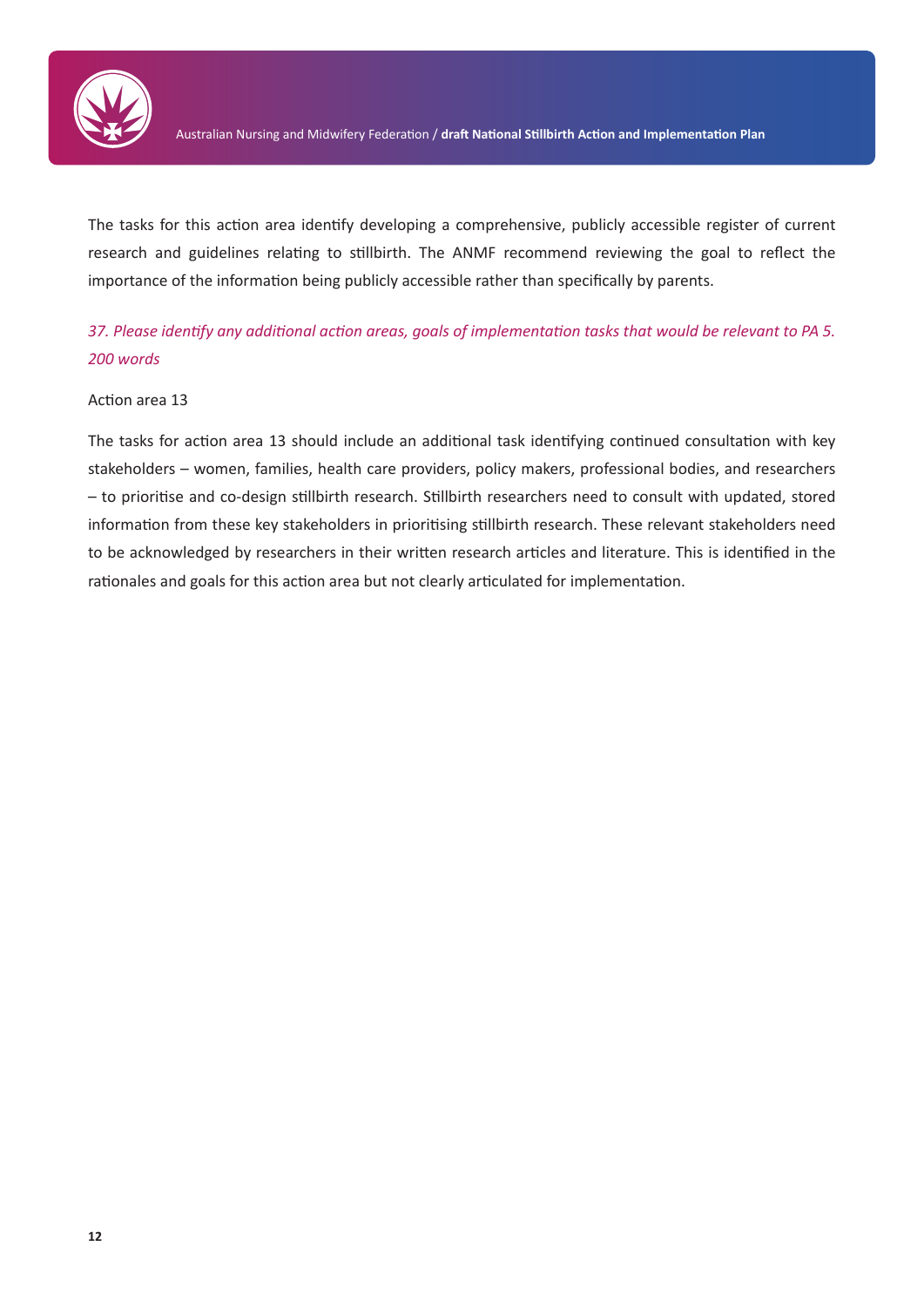The tasks for this action area identify developing a comprehensive, publicly accessible register of current research and guidelines relating to stillbirth. The ANMF recommend reviewing the goal to reflect the importance of the information being publicly accessible rather than specifically by parents.

*37. Please identify any additional action areas, goals of implementation tasks that would be relevant to PA 5. 200 words*

Action area 13

The tasks for action area 13 should include an additional task identifying continued consultation with key stakeholders – women, families, health care providers, policy makers, professional bodies, and researchers – to prioritise and co-design stillbirth research. Stillbirth researchers need to consult with updated, stored information from these key stakeholders in prioritising stillbirth research. These relevant stakeholders need to be acknowledged by researchers in their written research articles and literature. This is identified in the rationales and goals for this action area but not clearly articulated for implementation.